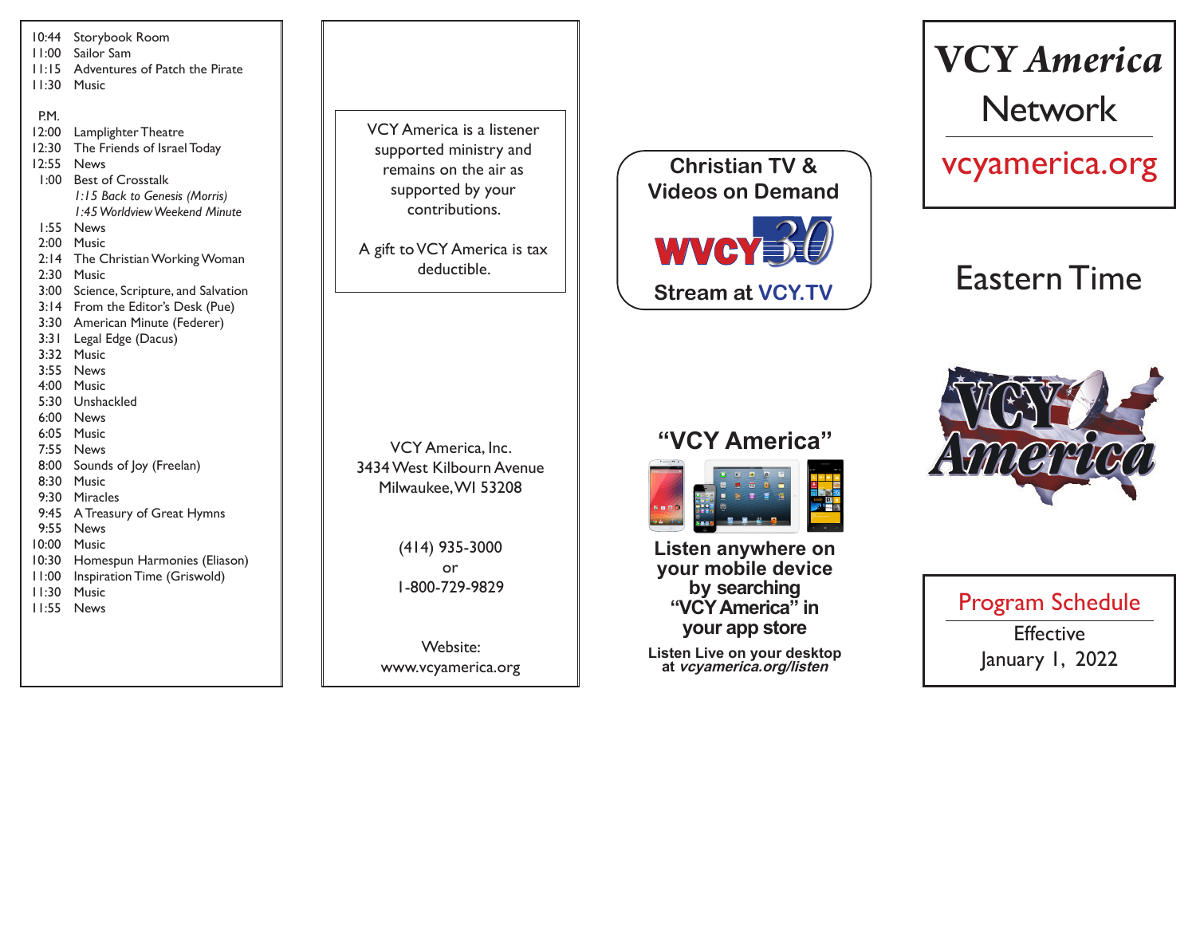10:44 Storybook Room
11:00 Sailor Sam
11:15 Adventures of Patch the Pirate
11:30 Music

P.M.
12:00 Lamplighter Theatre
12:30 The Friends of Israel Today
12:55 News
1:00 Best of Crosstalk
*1:15 Back to Genesis (Morris)*
*1:45 Worldview Weekend Minute*
1:55 News
2:00 Music
2:14 The Christian Working Woman
2:30 Music
3:00 Science, Scripture, and Salvation
3:14 From the Editor's Desk (Pue)
3:30 American Minute (Federer)
3:31 Legal Edge (Dacus)
3:32 Music
3:55 News
4:00 Music
5:30 Unshackled
6:00 News
6:05 Music
7:55 News
8:00 Sounds of Joy (Freelan)
8:30 Music
9:30 Miracles
9:45 A Treasury of Great Hymns
9:55 News
10:00 Music
10:30 Homespun Harmonies (Eliason)
11:00 Inspiration Time (Griswold)
11:30 Music
11:55 News

VCY America is a listener supported ministry and remains on the air as supported by your contributions.

A gift to VCY America is tax deductible.

VCY America, Inc.
3434 West Kilbourn Avenue
Milwaukee, WI 53208

(414) 935-3000
or
1-800-729-9829

Website:
www.vcyamerica.org

**Christian TV & Videos on Demand**

WVCY 30

**Stream at VCY.TV**

**"VCY America"**

**Listen anywhere on your mobile device by searching "VCY America" in your app store**

**Listen Live on your desktop at *vcyamerica.org/listen***

# VCY *America* Network

vcyamerica.org

## Eastern Time

VCY America

## Program Schedule

Effective
January 1, 2022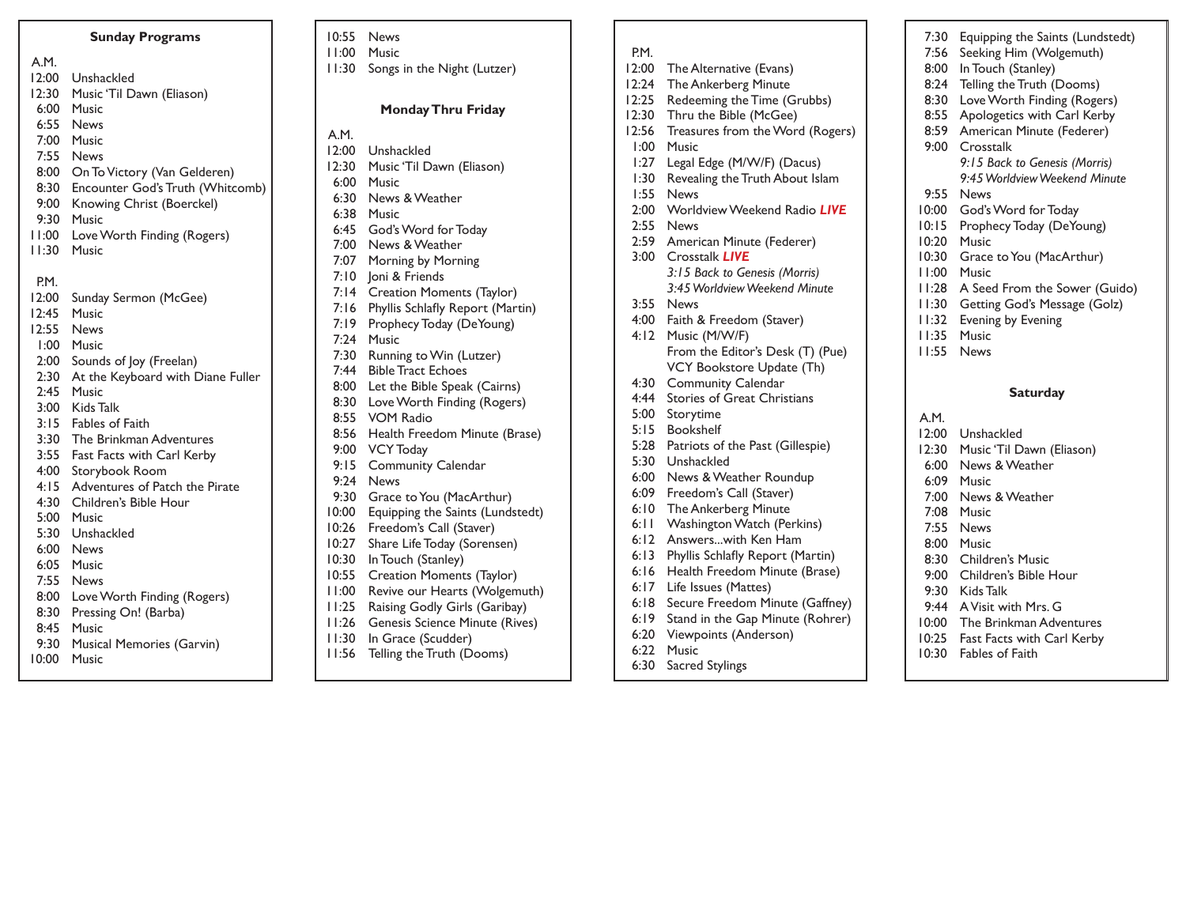## Sunday Programs

A.M.

| | |
|---|---|
| 12:00 | Unshackled |
| 12:30 | Music 'Til Dawn (Eliason) |
| 6:00 | Music |
| 6:55 | News |
| 7:00 | Music |
| 7:55 | News |
| 8:00 | On To Victory (Van Gelderen) |
| 8:30 | Encounter God's Truth (Whitcomb) |
| 9:00 | Knowing Christ (Boerckel) |
| 9:30 | Music |
| 11:00 | Love Worth Finding (Rogers) |
| 11:30 | Music |

P.M.

| | |
|---|---|
| 12:00 | Sunday Sermon (McGee) |
| 12:45 | Music |
| 12:55 | News |
| 1:00 | Music |
| 2:00 | Sounds of Joy (Freelan) |
| 2:30 | At the Keyboard with Diane Fuller |
| 2:45 | Music |
| 3:00 | Kids Talk |
| 3:15 | Fables of Faith |
| 3:30 | The Brinkman Adventures |
| 3:55 | Fast Facts with Carl Kerby |
| 4:00 | Storybook Room |
| 4:15 | Adventures of Patch the Pirate |
| 4:30 | Children's Bible Hour |
| 5:00 | Music |
| 5:30 | Unshackled |
| 6:00 | News |
| 6:05 | Music |
| 7:55 | News |
| 8:00 | Love Worth Finding (Rogers) |
| 8:30 | Pressing On! (Barba) |
| 8:45 | Music |
| 9:30 | Musical Memories (Garvin) |
| 10:00 | Music |
| 10:55 | News |
| 11:00 | Music |
| 11:30 | Songs in the Night (Lutzer) |

## Monday Thru Friday

A.M.

| | |
|---|---|
| 12:00 | Unshackled |
| 12:30 | Music 'Til Dawn (Eliason) |
| 6:00 | Music |
| 6:30 | News & Weather |
| 6:38 | Music |
| 6:45 | God's Word for Today |
| 7:00 | News & Weather |
| 7:07 | Morning by Morning |
| 7:10 | Joni & Friends |
| 7:14 | Creation Moments (Taylor) |
| 7:16 | Phyllis Schlafly Report (Martin) |
| 7:19 | Prophecy Today (DeYoung) |
| 7:24 | Music |
| 7:30 | Running to Win (Lutzer) |
| 7:44 | Bible Tract Echoes |
| 8:00 | Let the Bible Speak (Cairns) |
| 8:30 | Love Worth Finding (Rogers) |
| 8:55 | VOM Radio |
| 8:56 | Health Freedom Minute (Brase) |
| 9:00 | VCY Today |
| 9:15 | Community Calendar |
| 9:24 | News |
| 9:30 | Grace to You (MacArthur) |
| 10:00 | Equipping the Saints (Lundstedt) |
| 10:26 | Freedom's Call (Staver) |
| 10:27 | Share Life Today (Sorensen) |
| 10:30 | In Touch (Stanley) |
| 10:55 | Creation Moments (Taylor) |
| 11:00 | Revive our Hearts (Wolgemuth) |
| 11:25 | Raising Godly Girls (Garibay) |
| 11:26 | Genesis Science Minute (Rives) |
| 11:30 | In Grace (Scudder) |
| 11:56 | Telling the Truth (Dooms) |

P.M.

| | |
|---|---|
| 12:00 | The Alternative (Evans) |
| 12:24 | The Ankerberg Minute |
| 12:25 | Redeeming the Time (Grubbs) |
| 12:30 | Thru the Bible (McGee) |
| 12:56 | Treasures from the Word (Rogers) |
| 1:00 | Music |
| 1:27 | Legal Edge (M/W/F) (Dacus) |
| 1:30 | Revealing the Truth About Islam |
| 1:55 | News |
| 2:00 | Worldview Weekend Radio ***LIVE*** |
| 2:55 | News |
| 2:59 | American Minute (Federer) |
| 3:00 | Crosstalk ***LIVE*** |
| | *3:15 Back to Genesis (Morris)* |
| | *3:45 Worldview Weekend Minute* |
| 3:55 | News |
| 4:00 | Faith & Freedom (Staver) |
| 4:12 | Music (M/W/F) |
| | From the Editor's Desk (T) (Pue) |
| | VCY Bookstore Update (Th) |
| 4:30 | Community Calendar |
| 4:44 | Stories of Great Christians |
| 5:00 | Storytime |
| 5:15 | Bookshelf |
| 5:28 | Patriots of the Past (Gillespie) |
| 5:30 | Unshackled |
| 6:00 | News & Weather Roundup |
| 6:09 | Freedom's Call (Staver) |
| 6:10 | The Ankerberg Minute |
| 6:11 | Washington Watch (Perkins) |
| 6:12 | Answers...with Ken Ham |
| 6:13 | Phyllis Schlafly Report (Martin) |
| 6:16 | Health Freedom Minute (Brase) |
| 6:17 | Life Issues (Mattes) |
| 6:18 | Secure Freedom Minute (Gaffney) |
| 6:19 | Stand in the Gap Minute (Rohrer) |
| 6:20 | Viewpoints (Anderson) |
| 6:22 | Music |
| 6:30 | Sacred Stylings |
| 7:30 | Equipping the Saints (Lundstedt) |
| 7:56 | Seeking Him (Wolgemuth) |
| 8:00 | In Touch (Stanley) |
| 8:24 | Telling the Truth (Dooms) |
| 8:30 | Love Worth Finding (Rogers) |
| 8:55 | Apologetics with Carl Kerby |
| 8:59 | American Minute (Federer) |
| 9:00 | Crosstalk |
| | *9:15 Back to Genesis (Morris)* |
| | *9:45 Worldview Weekend Minute* |
| 9:55 | News |
| 10:00 | God's Word for Today |
| 10:15 | Prophecy Today (DeYoung) |
| 10:20 | Music |
| 10:30 | Grace to You (MacArthur) |
| 11:00 | Music |
| 11:28 | A Seed From the Sower (Guido) |
| 11:30 | Getting God's Message (Golz) |
| 11:32 | Evening by Evening |
| 11:35 | Music |
| 11:55 | News |

## Saturday

A.M.

| | |
|---|---|
| 12:00 | Unshackled |
| 12:30 | Music 'Til Dawn (Eliason) |
| 6:00 | News & Weather |
| 6:09 | Music |
| 7:00 | News & Weather |
| 7:08 | Music |
| 7:55 | News |
| 8:00 | Music |
| 8:30 | Children's Music |
| 9:00 | Children's Bible Hour |
| 9:30 | Kids Talk |
| 9:44 | A Visit with Mrs. G |
| 10:00 | The Brinkman Adventures |
| 10:25 | Fast Facts with Carl Kerby |
| 10:30 | Fables of Faith |